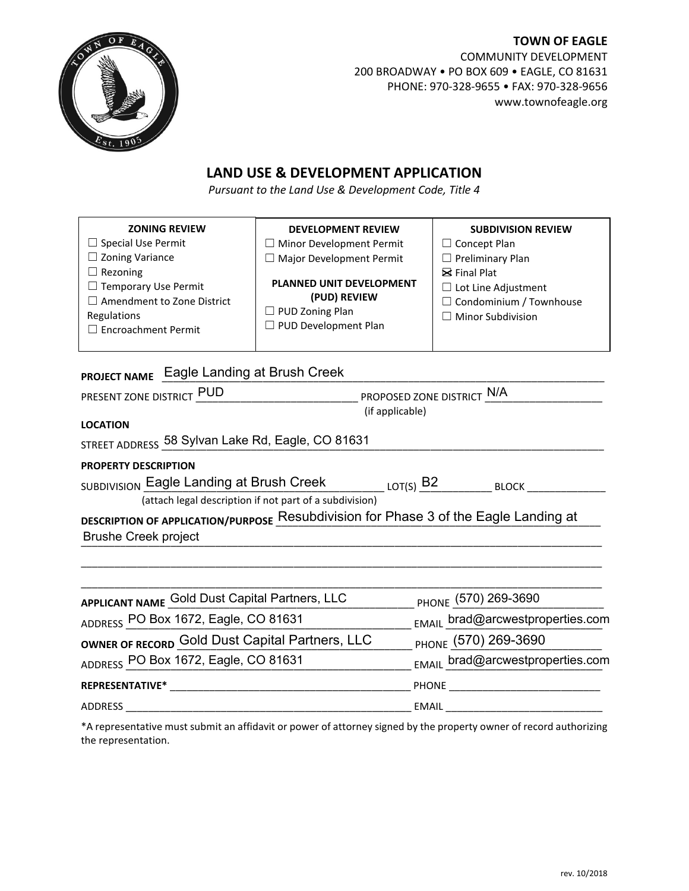**TOWN OF EAGLE**
COMMUNITY DEVELOPMENT
200 BROADWAY • PO BOX 609 • EAGLE, CO 81631
PHONE: 970-328-9655 • FAX: 970-328-9656
www.townofeagle.org

# LAND USE & DEVELOPMENT APPLICATION

*Pursuant to the Land Use & Development Code, Title 4*

| ZONING REVIEW | DEVELOPMENT REVIEW | SUBDIVISION REVIEW |
|---|---|---|
| ☐ Special Use Permit<br>☐ Zoning Variance<br>☐ Rezoning<br>☐ Temporary Use Permit<br>☐ Amendment to Zone District Regulations<br>☐ Encroachment Permit | ☐ Minor Development Permit<br>☐ Major Development Permit<br><br>**PLANNED UNIT DEVELOPMENT (PUD) REVIEW**<br>☐ PUD Zoning Plan<br>☐ PUD Development Plan | ☐ Concept Plan<br>☐ Preliminary Plan<br>☒ Final Plat<br>☐ Lot Line Adjustment<br>☐ Condominium / Townhouse<br>☐ Minor Subdivision |

**PROJECT NAME** Eagle Landing at Brush Creek

PRESENT ZONE DISTRICT PUD PROPOSED ZONE DISTRICT N/A
(if applicable)

**LOCATION**

STREET ADDRESS 58 Sylvan Lake Rd, Eagle, CO 81631

**PROPERTY DESCRIPTION**

SUBDIVISION Eagle Landing at Brush Creek LOT(S) B2 BLOCK ______
(attach legal description if not part of a subdivision)

**DESCRIPTION OF APPLICATION/PURPOSE** Resubdivision for Phase 3 of the Eagle Landing at Brushe Creek project

**APPLICANT NAME** Gold Dust Capital Partners, LLC PHONE (570) 269-3690

ADDRESS PO Box 1672, Eagle, CO 81631 EMAIL brad@arcwestproperties.com

**OWNER OF RECORD** Gold Dust Capital Partners, LLC PHONE (570) 269-3690

ADDRESS PO Box 1672, Eagle, CO 81631 EMAIL brad@arcwestproperties.com

**REPRESENTATIVE*** ______ PHONE ______

ADDRESS ______ EMAIL ______

*A representative must submit an affidavit or power of attorney signed by the property owner of record authorizing the representation.

rev. 10/2018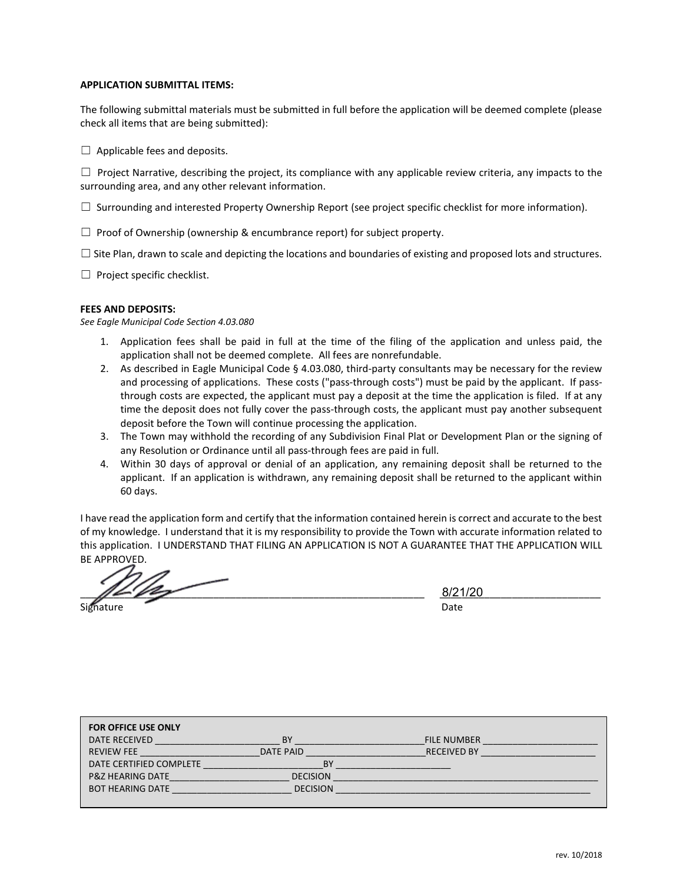**APPLICATION SUBMITTAL ITEMS:**

The following submittal materials must be submitted in full before the application will be deemed complete (please check all items that are being submitted):

☐ Applicable fees and deposits.

☐ Project Narrative, describing the project, its compliance with any applicable review criteria, any impacts to the surrounding area, and any other relevant information.

☐ Surrounding and interested Property Ownership Report (see project specific checklist for more information).

☐ Proof of Ownership (ownership & encumbrance report) for subject property.

☐ Site Plan, drawn to scale and depicting the locations and boundaries of existing and proposed lots and structures.

☐ Project specific checklist.

**FEES AND DEPOSITS:**

*See Eagle Municipal Code Section 4.03.080*

1. Application fees shall be paid in full at the time of the filing of the application and unless paid, the application shall not be deemed complete. All fees are nonrefundable.
2. As described in Eagle Municipal Code § 4.03.080, third-party consultants may be necessary for the review and processing of applications. These costs ("pass-through costs") must be paid by the applicant. If pass-through costs are expected, the applicant must pay a deposit at the time the application is filed. If at any time the deposit does not fully cover the pass-through costs, the applicant must pay another subsequent deposit before the Town will continue processing the application.
3. The Town may withhold the recording of any Subdivision Final Plat or Development Plan or the signing of any Resolution or Ordinance until all pass-through fees are paid in full.
4. Within 30 days of approval or denial of an application, any remaining deposit shall be returned to the applicant. If an application is withdrawn, any remaining deposit shall be returned to the applicant within 60 days.

I have read the application form and certify that the information contained herein is correct and accurate to the best of my knowledge. I understand that it is my responsibility to provide the Town with accurate information related to this application. I UNDERSTAND THAT FILING AN APPLICATION IS NOT A GUARANTEE THAT THE APPLICATION WILL BE APPROVED.

[signature] ______________________________ 8/21/20 ____________________

Signature Date

**FOR OFFICE USE ONLY**

DATE RECEIVED ____________________ BY ____________________ FILE NUMBER ____________________

REVIEW FEE ____________________ DATE PAID ____________________ RECEIVED BY ____________________

DATE CERTIFIED COMPLETE ____________________ BY ____________________

P&Z HEARING DATE ____________________ DECISION ____________________

BOT HEARING DATE ____________________ DECISION ____________________

rev. 10/2018